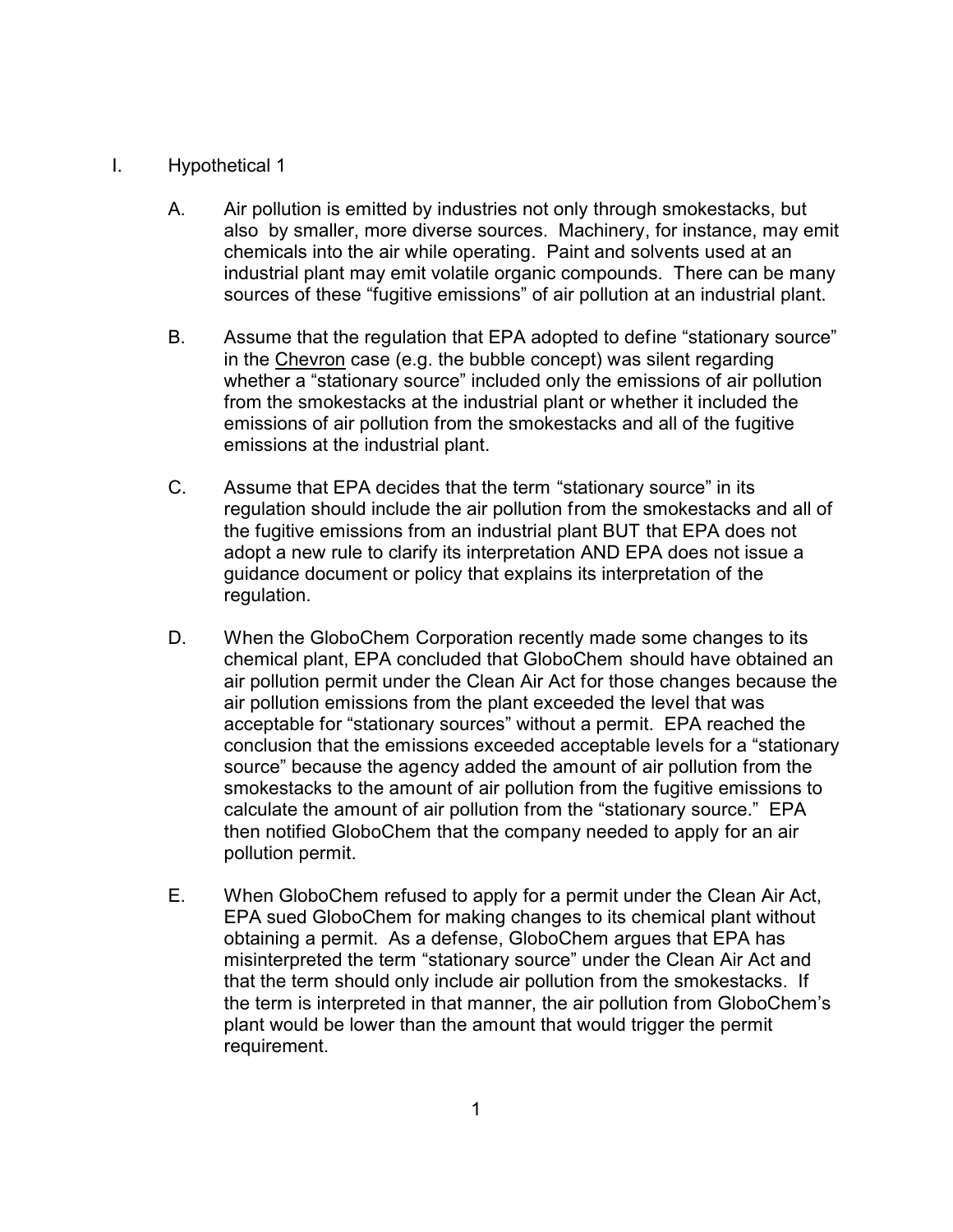I. Hypothetical 1

   A. Air pollution is emitted by industries not only through smokestacks, but also by smaller, more diverse sources. Machinery, for instance, may emit chemicals into the air while operating. Paint and solvents used at an industrial plant may emit volatile organic compounds. There can be many sources of these "fugitive emissions" of air pollution at an industrial plant.

   B. Assume that the regulation that EPA adopted to define "stationary source" in the <u>Chevron</u> case (e.g. the bubble concept) was silent regarding whether a "stationary source" included only the emissions of air pollution from the smokestacks at the industrial plant or whether it included the emissions of air pollution from the smokestacks and all of the fugitive emissions at the industrial plant.

   C. Assume that EPA decides that the term "stationary source" in its regulation should include the air pollution from the smokestacks and all of the fugitive emissions from an industrial plant BUT that EPA does not adopt a new rule to clarify its interpretation AND EPA does not issue a guidance document or policy that explains its interpretation of the regulation.

   D. When the GloboChem Corporation recently made some changes to its chemical plant, EPA concluded that GloboChem should have obtained an air pollution permit under the Clean Air Act for those changes because the air pollution emissions from the plant exceeded the level that was acceptable for "stationary sources" without a permit. EPA reached the conclusion that the emissions exceeded acceptable levels for a "stationary source" because the agency added the amount of air pollution from the smokestacks to the amount of air pollution from the fugitive emissions to calculate the amount of air pollution from the "stationary source." EPA then notified GloboChem that the company needed to apply for an air pollution permit.

   E. When GloboChem refused to apply for a permit under the Clean Air Act, EPA sued GloboChem for making changes to its chemical plant without obtaining a permit. As a defense, GloboChem argues that EPA has misinterpreted the term "stationary source" under the Clean Air Act and that the term should only include air pollution from the smokestacks. If the term is interpreted in that manner, the air pollution from GloboChem's plant would be lower than the amount that would trigger the permit requirement.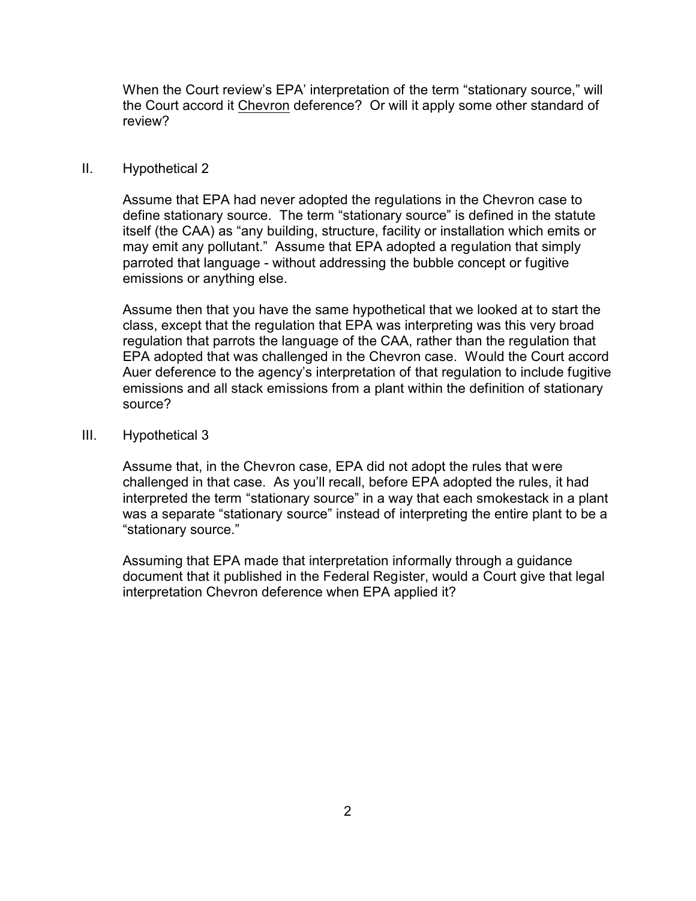When the Court review's EPA' interpretation of the term "stationary source," will the Court accord it Chevron deference? Or will it apply some other standard of review?

II. Hypothetical 2

Assume that EPA had never adopted the regulations in the Chevron case to define stationary source. The term "stationary source" is defined in the statute itself (the CAA) as "any building, structure, facility or installation which emits or may emit any pollutant." Assume that EPA adopted a regulation that simply parroted that language - without addressing the bubble concept or fugitive emissions or anything else.

Assume then that you have the same hypothetical that we looked at to start the class, except that the regulation that EPA was interpreting was this very broad regulation that parrots the language of the CAA, rather than the regulation that EPA adopted that was challenged in the Chevron case. Would the Court accord Auer deference to the agency's interpretation of that regulation to include fugitive emissions and all stack emissions from a plant within the definition of stationary source?

III. Hypothetical 3

Assume that, in the Chevron case, EPA did not adopt the rules that were challenged in that case. As you'll recall, before EPA adopted the rules, it had interpreted the term "stationary source" in a way that each smokestack in a plant was a separate "stationary source" instead of interpreting the entire plant to be a "stationary source."

Assuming that EPA made that interpretation informally through a guidance document that it published in the Federal Register, would a Court give that legal interpretation Chevron deference when EPA applied it?